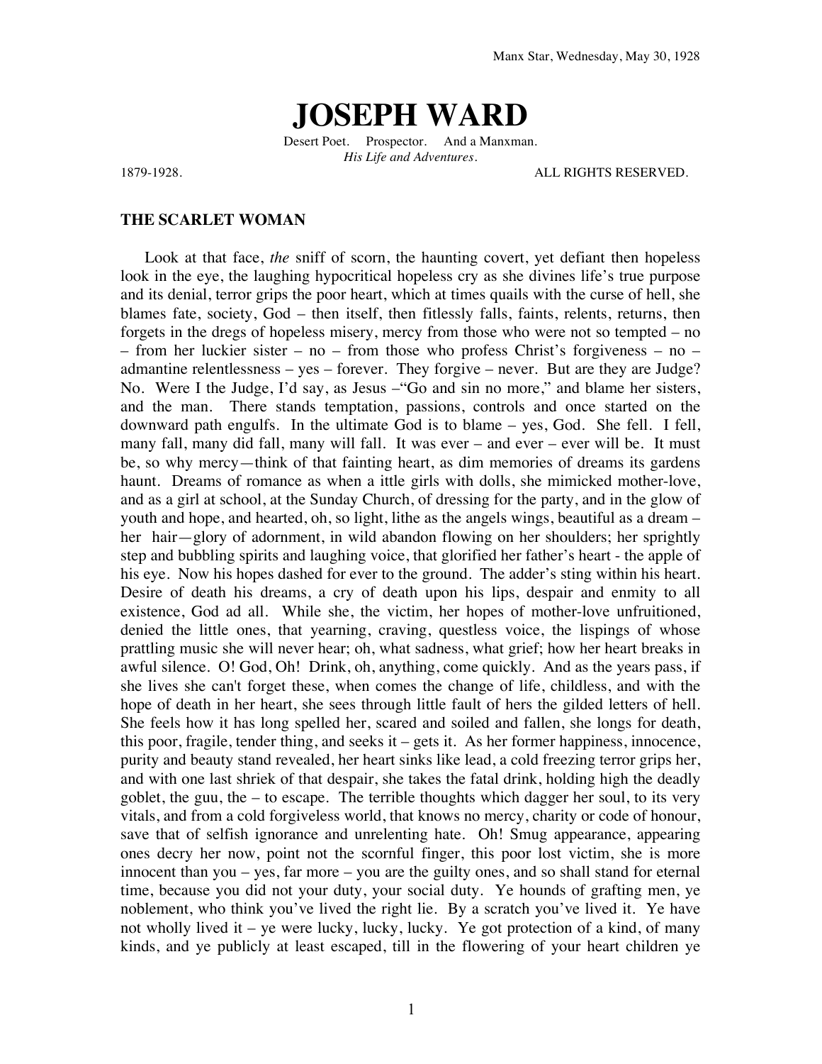Manx Star, Wednesday, May 30, 1928

# JOSEPH WARD

Desert Poet. Prospector. And a Manxman.
*His Life and Adventures.*

1879-1928. ALL RIGHTS RESERVED.

### THE SCARLET WOMAN

Look at that face, *the* sniff of scorn, the haunting covert, yet defiant then hopeless look in the eye, the laughing hypocritical hopeless cry as she divines life's true purpose and its denial, terror grips the poor heart, which at times quails with the curse of hell, she blames fate, society, God – then itself, then fitlessly falls, faints, relents, returns, then forgets in the dregs of hopeless misery, mercy from those who were not so tempted – no – from her luckier sister – no – from those who profess Christ's forgiveness – no – admantine relentlessness – yes – forever. They forgive – never. But are they are Judge? No. Were I the Judge, I'd say, as Jesus –"Go and sin no more," and blame her sisters, and the man. There stands temptation, passions, controls and once started on the downward path engulfs. In the ultimate God is to blame – yes, God. She fell. I fell, many fall, many did fall, many will fall. It was ever – and ever – ever will be. It must be, so why mercy—think of that fainting heart, as dim memories of dreams its gardens haunt. Dreams of romance as when a ittle girls with dolls, she mimicked mother-love, and as a girl at school, at the Sunday Church, of dressing for the party, and in the glow of youth and hope, and hearted, oh, so light, lithe as the angels wings, beautiful as a dream – her hair—glory of adornment, in wild abandon flowing on her shoulders; her sprightly step and bubbling spirits and laughing voice, that glorified her father's heart - the apple of his eye. Now his hopes dashed for ever to the ground. The adder's sting within his heart. Desire of death his dreams, a cry of death upon his lips, despair and enmity to all existence, God ad all. While she, the victim, her hopes of mother-love unfruitioned, denied the little ones, that yearning, craving, questless voice, the lispings of whose prattling music she will never hear; oh, what sadness, what grief; how her heart breaks in awful silence. O! God, Oh! Drink, oh, anything, come quickly. And as the years pass, if she lives she can't forget these, when comes the change of life, childless, and with the hope of death in her heart, she sees through little fault of hers the gilded letters of hell. She feels how it has long spelled her, scared and soiled and fallen, she longs for death, this poor, fragile, tender thing, and seeks it – gets it. As her former happiness, innocence, purity and beauty stand revealed, her heart sinks like lead, a cold freezing terror grips her, and with one last shriek of that despair, she takes the fatal drink, holding high the deadly goblet, the guu, the – to escape. The terrible thoughts which dagger her soul, to its very vitals, and from a cold forgiveless world, that knows no mercy, charity or code of honour, save that of selfish ignorance and unrelenting hate. Oh! Smug appearance, appearing ones decry her now, point not the scornful finger, this poor lost victim, she is more innocent than you – yes, far more – you are the guilty ones, and so shall stand for eternal time, because you did not your duty, your social duty. Ye hounds of grafting men, ye noblement, who think you've lived the right lie. By a scratch you've lived it. Ye have not wholly lived it – ye were lucky, lucky, lucky. Ye got protection of a kind, of many kinds, and ye publicly at least escaped, till in the flowering of your heart children ye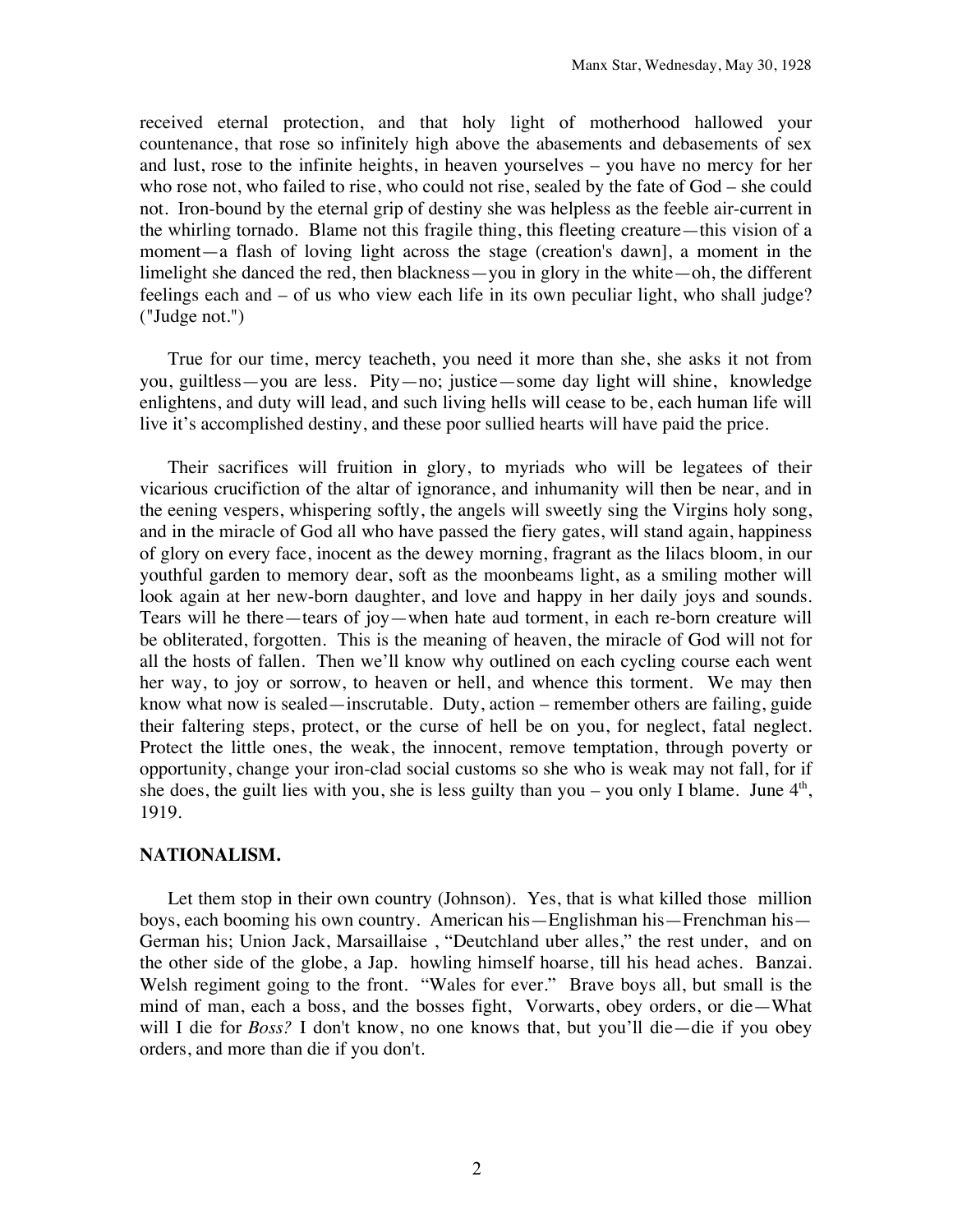received eternal protection, and that holy light of motherhood hallowed your countenance, that rose so infinitely high above the abasements and debasements of sex and lust, rose to the infinite heights, in heaven yourselves – you have no mercy for her who rose not, who failed to rise, who could not rise, sealed by the fate of God – she could not. Iron-bound by the eternal grip of destiny she was helpless as the feeble air-current in the whirling tornado. Blame not this fragile thing, this fleeting creature—this vision of a moment—a flash of loving light across the stage (creation's dawn], a moment in the limelight she danced the red, then blackness—you in glory in the white—oh, the different feelings each and – of us who view each life in its own peculiar light, who shall judge? ("Judge not.")

True for our time, mercy teacheth, you need it more than she, she asks it not from you, guiltless—you are less. Pity—no; justice—some day light will shine, knowledge enlightens, and duty will lead, and such living hells will cease to be, each human life will live it's accomplished destiny, and these poor sullied hearts will have paid the price.

Their sacrifices will fruition in glory, to myriads who will be legatees of their vicarious crucifiction of the altar of ignorance, and inhumanity will then be near, and in the eening vespers, whispering softly, the angels will sweetly sing the Virgins holy song, and in the miracle of God all who have passed the fiery gates, will stand again, happiness of glory on every face, inocent as the dewey morning, fragrant as the lilacs bloom, in our youthful garden to memory dear, soft as the moonbeams light, as a smiling mother will look again at her new-born daughter, and love and happy in her daily joys and sounds. Tears will he there—tears of joy—when hate aud torment, in each re-born creature will be obliterated, forgotten. This is the meaning of heaven, the miracle of God will not for all the hosts of fallen. Then we'll know why outlined on each cycling course each went her way, to joy or sorrow, to heaven or hell, and whence this torment. We may then know what now is sealed—inscrutable. Duty, action – remember others are failing, guide their faltering steps, protect, or the curse of hell be on you, for neglect, fatal neglect. Protect the little ones, the weak, the innocent, remove temptation, through poverty or opportunity, change your iron-clad social customs so she who is weak may not fall, for if she does, the guilt lies with you, she is less guilty than you – you only I blame. June 4th, 1919.

**NATIONALISM.**

Let them stop in their own country (Johnson). Yes, that is what killed those million boys, each booming his own country. American his—Englishman his—Frenchman his—German his; Union Jack, Marsaillaise , "Deutchland uber alles," the rest under, and on the other side of the globe, a Jap. howling himself hoarse, till his head aches. Banzai. Welsh regiment going to the front. "Wales for ever." Brave boys all, but small is the mind of man, each a boss, and the bosses fight, Vorwarts, obey orders, or die—What will I die for *Boss?* I don't know, no one knows that, but you'll die—die if you obey orders, and more than die if you don't.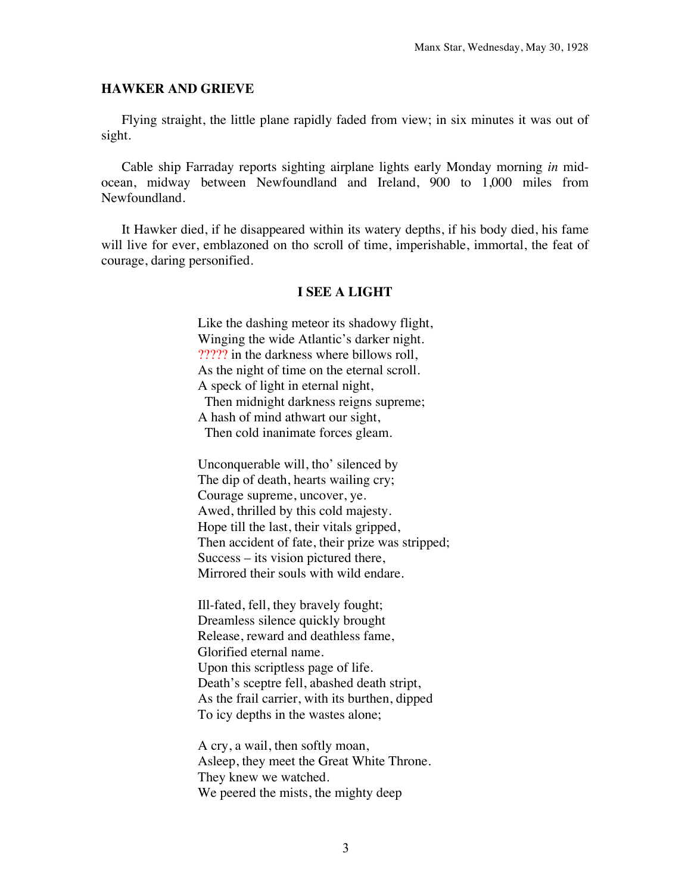## HAWKER AND GRIEVE

Flying straight, the little plane rapidly faded from view; in six minutes it was out of sight.

Cable ship Farraday reports sighting airplane lights early Monday morning *in* mid-ocean, midway between Newfoundland and Ireland, 900 to 1,000 miles from Newfoundland.

It Hawker died, if he disappeared within its watery depths, if his body died, his fame will live for ever, emblazoned on tho scroll of time, imperishable, immortal, the feat of courage, daring personified.

### I SEE A LIGHT

Like the dashing meteor its shadowy flight,  
Winging the wide Atlantic's darker night.  
????? in the darkness where billows roll,  
As the night of time on the eternal scroll.  
A speck of light in eternal night,  
  Then midnight darkness reigns supreme;  
A hash of mind athwart our sight,  
  Then cold inanimate forces gleam.

Unconquerable will, tho' silenced by  
The dip of death, hearts wailing cry;  
Courage supreme, uncover, ye.  
Awed, thrilled by this cold majesty.  
Hope till the last, their vitals gripped,  
Then accident of fate, their prize was stripped;  
Success – its vision pictured there,  
Mirrored their souls with wild endare.

Ill-fated, fell, they bravely fought;  
Dreamless silence quickly brought  
Release, reward and deathless fame,  
Glorified eternal name.  
Upon this scriptless page of life.  
Death's sceptre fell, abashed death stript,  
As the frail carrier, with its burthen, dipped  
To icy depths in the wastes alone;

A cry, a wail, then softly moan,  
Asleep, they meet the Great White Throne.  
They knew we watched.  
We peered the mists, the mighty deep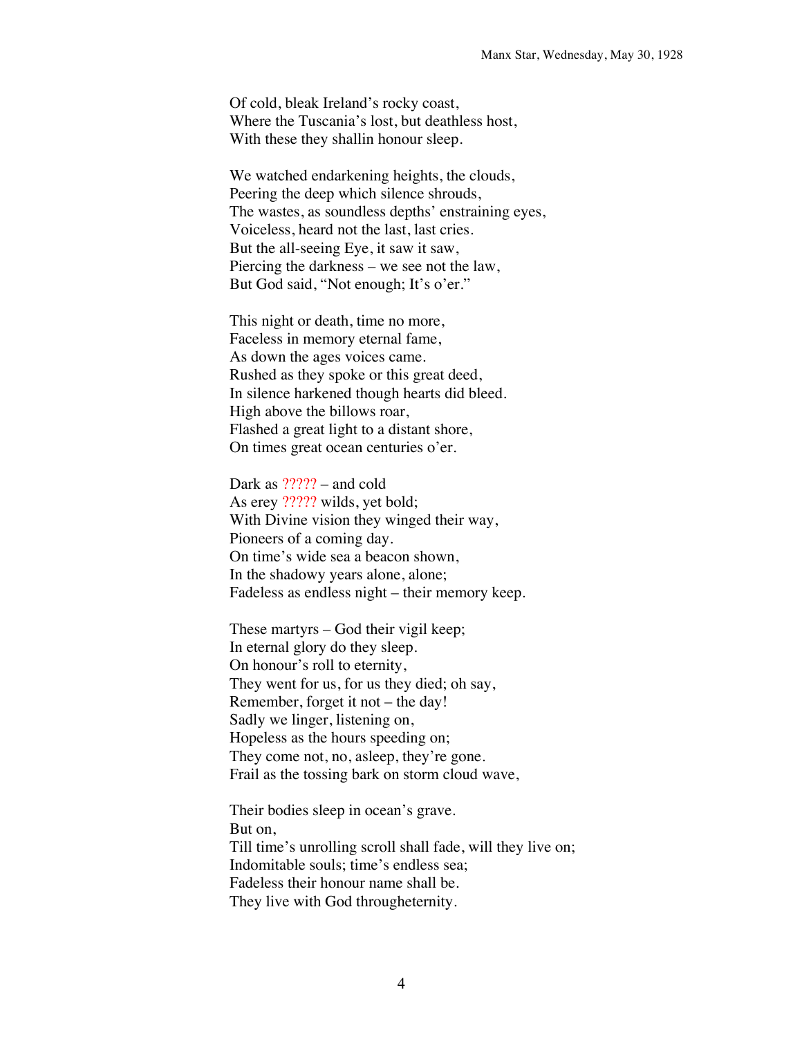Of cold, bleak Ireland's rocky coast,
Where the Tuscania's lost, but deathless host,
With these they shallin honour sleep.

We watched endarkening heights, the clouds,
Peering the deep which silence shrouds,
The wastes, as soundless depths' enstraining eyes,
Voiceless, heard not the last, last cries.
But the all-seeing Eye, it saw it saw,
Piercing the darkness – we see not the law,
But God said, "Not enough; It's o'er."

This night or death, time no more,
Faceless in memory eternal fame,
As down the ages voices came.
Rushed as they spoke or this great deed,
In silence harkened though hearts did bleed.
High above the billows roar,
Flashed a great light to a distant shore,
On times great ocean centuries o'er.

Dark as ????? – and cold
As erey ????? wilds, yet bold;
With Divine vision they winged their way,
Pioneers of a coming day.
On time's wide sea a beacon shown,
In the shadowy years alone, alone;
Fadeless as endless night – their memory keep.

These martyrs – God their vigil keep;
In eternal glory do they sleep.
On honour's roll to eternity,
They went for us, for us they died; oh say,
Remember, forget it not – the day!
Sadly we linger, listening on,
Hopeless as the hours speeding on;
They come not, no, asleep, they're gone.
Frail as the tossing bark on storm cloud wave,

Their bodies sleep in ocean's grave.
But on,
Till time's unrolling scroll shall fade, will they live on;
Indomitable souls; time's endless sea;
Fadeless their honour name shall be.
They live with God throughout eternity.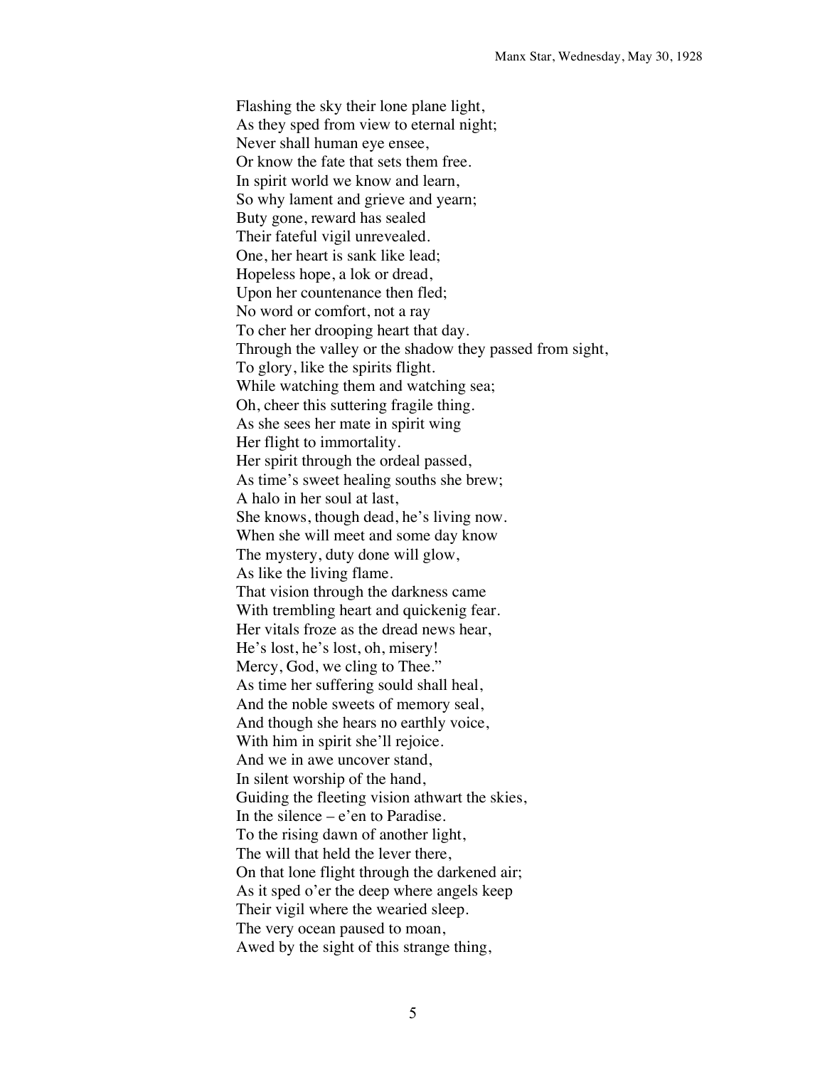Flashing the sky their lone plane light,  
As they sped from view to eternal night;  
Never shall human eye ensee,  
Or know the fate that sets them free.  
In spirit world we know and learn,  
So why lament and grieve and yearn;  
Buty gone, reward has sealed  
Their fateful vigil unrevealed.  
One, her heart is sank like lead;  
Hopeless hope, a lok or dread,  
Upon her countenance then fled;  
No word or comfort, not a ray  
To cher her drooping heart that day.  
Through the valley or the shadow they passed from sight,  
To glory, like the spirits flight.  
While watching them and watching sea;  
Oh, cheer this suttering fragile thing.  
As she sees her mate in spirit wing  
Her flight to immortality.  
Her spirit through the ordeal passed,  
As time's sweet healing souths she brew;  
A halo in her soul at last,  
She knows, though dead, he's living now.  
When she will meet and some day know  
The mystery, duty done will glow,  
As like the living flame.  
That vision through the darkness came  
With trembling heart and quickenig fear.  
Her vitals froze as the dread news hear,  
He's lost, he's lost, oh, misery!  
Mercy, God, we cling to Thee."  
As time her suffering sould shall heal,  
And the noble sweets of memory seal,  
And though she hears no earthly voice,  
With him in spirit she'll rejoice.  
And we in awe uncover stand,  
In silent worship of the hand,  
Guiding the fleeting vision athwart the skies,  
In the silence – e'en to Paradise.  
To the rising dawn of another light,  
The will that held the lever there,  
On that lone flight through the darkened air;  
As it sped o'er the deep where angels keep  
Their vigil where the wearied sleep.  
The very ocean paused to moan,  
Awed by the sight of this strange thing,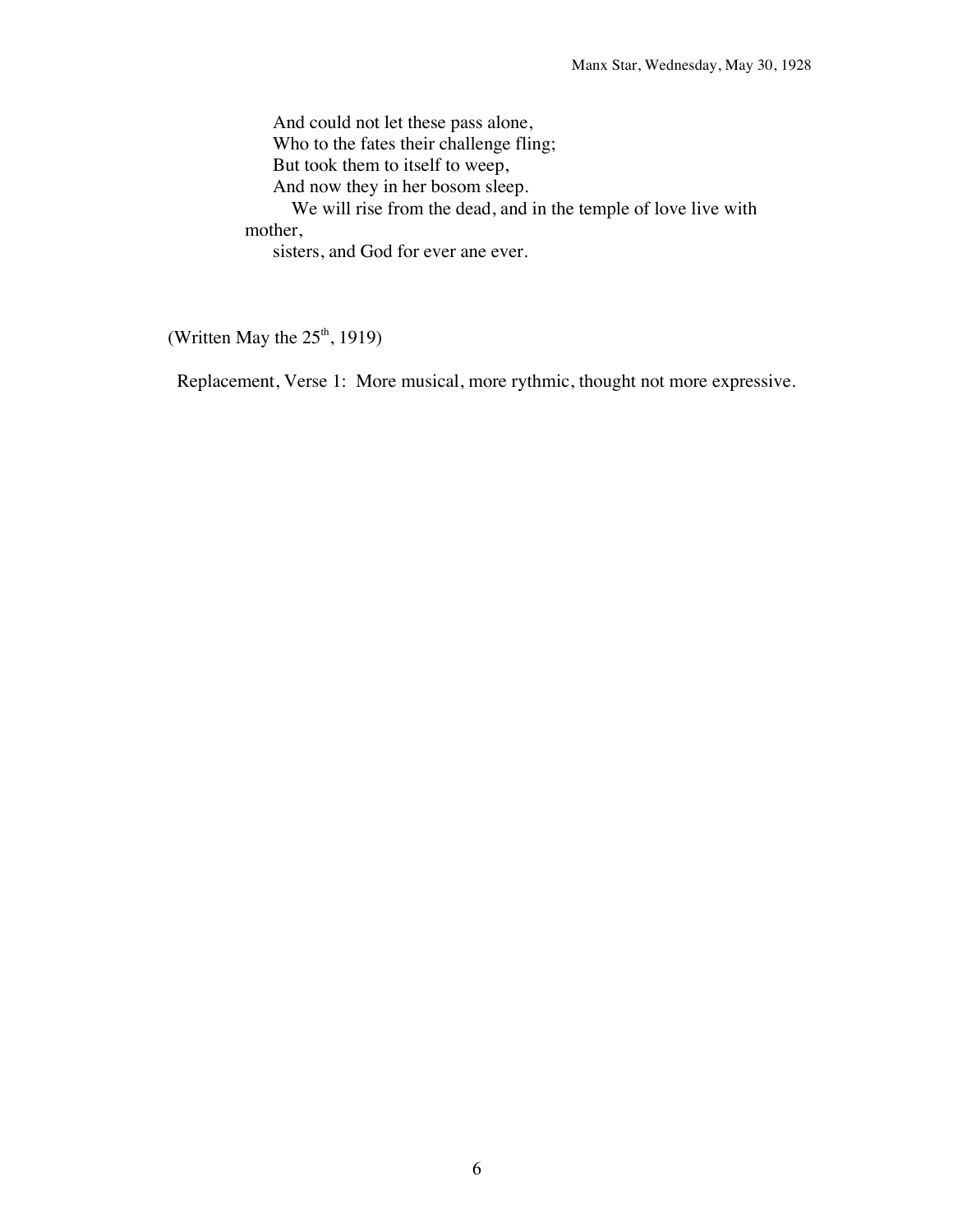And could not let these pass alone,
Who to the fates their challenge fling;
But took them to itself to weep,
And now they in her bosom sleep.
We will rise from the dead, and in the temple of love live with mother,
sisters, and God for ever ane ever.

(Written May the 25th, 1919)

Replacement, Verse 1: More musical, more rythmic, thought not more expressive.